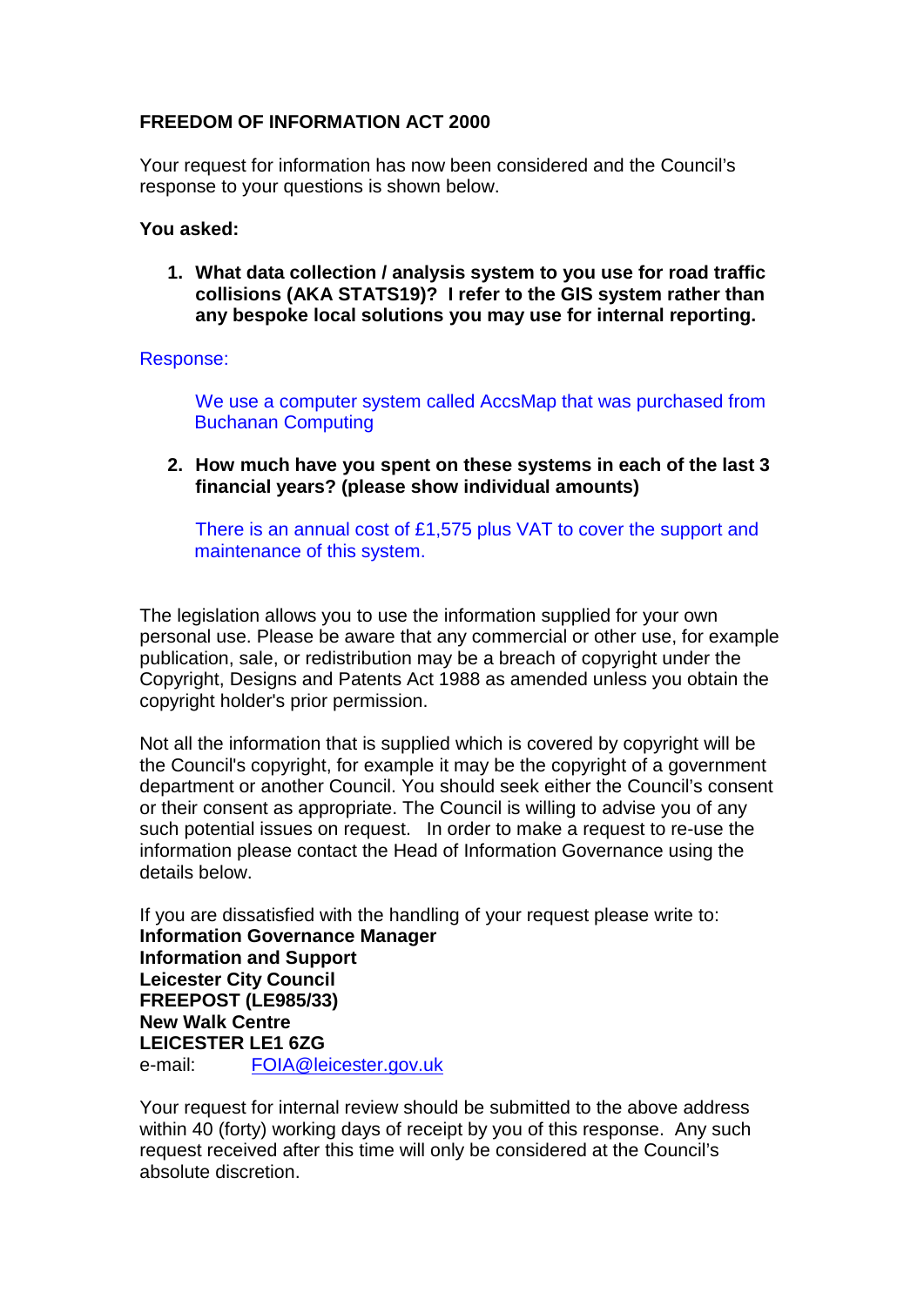**FREEDOM OF INFORMATION ACT 2000**

Your request for information has now been considered and the Council's response to your questions is shown below.

**You asked:**

1. **What data collection / analysis system to you use for road traffic collisions (AKA STATS19)? I refer to the GIS system rather than any bespoke local solutions you may use for internal reporting.**

Response:

We use a computer system called AccsMap that was purchased from Buchanan Computing

2. **How much have you spent on these systems in each of the last 3 financial years? (please show individual amounts)**

There is an annual cost of £1,575 plus VAT to cover the support and maintenance of this system.

The legislation allows you to use the information supplied for your own personal use. Please be aware that any commercial or other use, for example publication, sale, or redistribution may be a breach of copyright under the Copyright, Designs and Patents Act 1988 as amended unless you obtain the copyright holder's prior permission.

Not all the information that is supplied which is covered by copyright will be the Council's copyright, for example it may be the copyright of a government department or another Council. You should seek either the Council's consent or their consent as appropriate. The Council is willing to advise you of any such potential issues on request. In order to make a request to re-use the information please contact the Head of Information Governance using the details below.

If you are dissatisfied with the handling of your request please write to:
**Information Governance Manager**
**Information and Support**
**Leicester City Council**
**FREEPOST (LE985/33)**
**New Walk Centre**
**LEICESTER LE1 6ZG**
e-mail: FOIA@leicester.gov.uk

Your request for internal review should be submitted to the above address within 40 (forty) working days of receipt by you of this response. Any such request received after this time will only be considered at the Council's absolute discretion.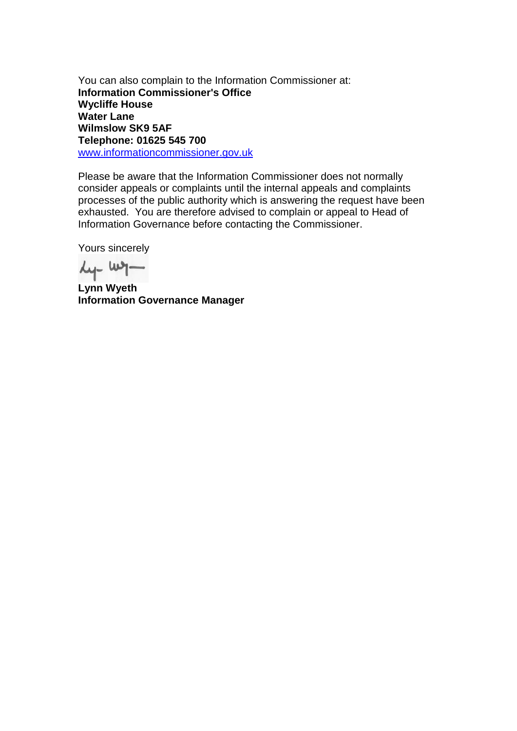You can also complain to the Information Commissioner at:
**Information Commissioner's Office**
**Wycliffe House**
**Water Lane**
**Wilmslow SK9 5AF**
**Telephone: 01625 545 700**
www.informationcommissioner.gov.uk

Please be aware that the Information Commissioner does not normally consider appeals or complaints until the internal appeals and complaints processes of the public authority which is answering the request have been exhausted. You are therefore advised to complain or appeal to Head of Information Governance before contacting the Commissioner.

Yours sincerely

**Lynn Wyeth**
**Information Governance Manager**